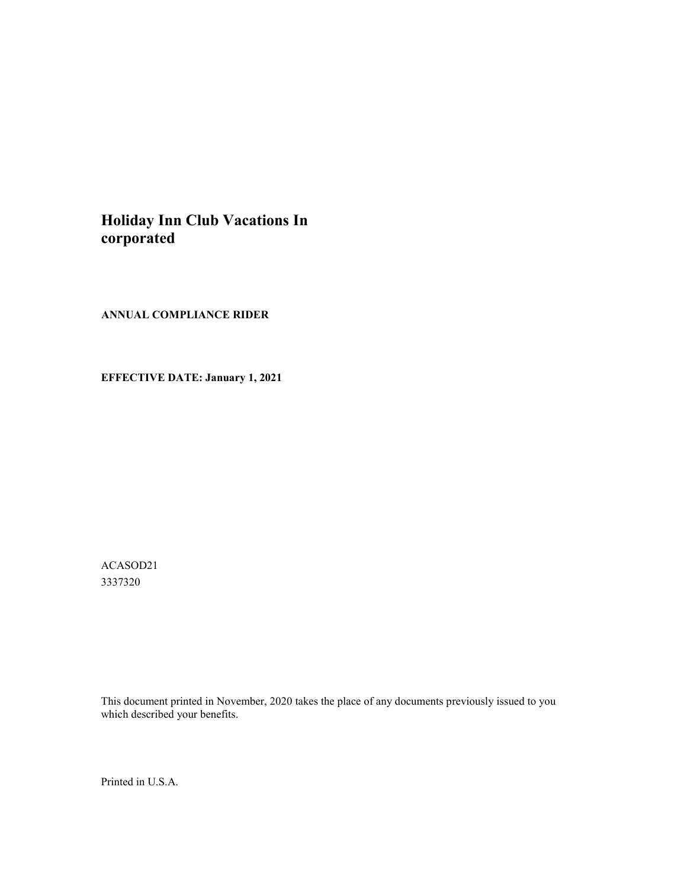# Holiday Inn Club Vacations In corporated

**ANNUAL COMPLIANCE RIDER**

**EFFECTIVE DATE: January 1, 2021**

ACASOD21
3337320

This document printed in November, 2020 takes the place of any documents previously issued to you which described your benefits.

Printed in U.S.A.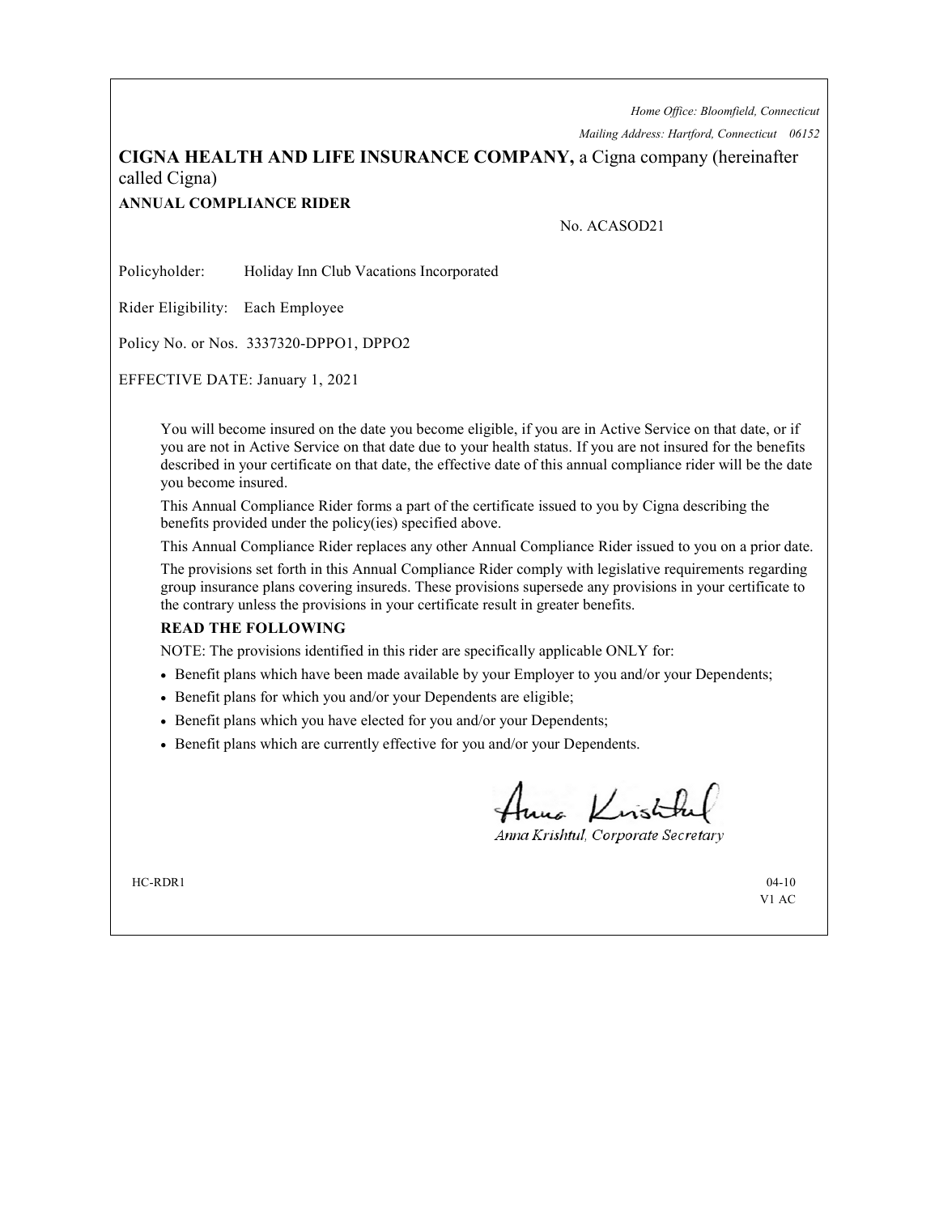*Home Office: Bloomfield, Connecticut*

*Mailing Address: Hartford, Connecticut 06152*

**CIGNA HEALTH AND LIFE INSURANCE COMPANY,** a Cigna company (hereinafter called Cigna)

**ANNUAL COMPLIANCE RIDER**

No. ACASOD21

Policyholder: Holiday Inn Club Vacations Incorporated

Rider Eligibility: Each Employee

Policy No. or Nos. 3337320-DPPO1, DPPO2

EFFECTIVE DATE: January 1, 2021

You will become insured on the date you become eligible, if you are in Active Service on that date, or if you are not in Active Service on that date due to your health status. If you are not insured for the benefits described in your certificate on that date, the effective date of this annual compliance rider will be the date you become insured.

This Annual Compliance Rider forms a part of the certificate issued to you by Cigna describing the benefits provided under the policy(ies) specified above.

This Annual Compliance Rider replaces any other Annual Compliance Rider issued to you on a prior date.

The provisions set forth in this Annual Compliance Rider comply with legislative requirements regarding group insurance plans covering insureds. These provisions supersede any provisions in your certificate to the contrary unless the provisions in your certificate result in greater benefits.

**READ THE FOLLOWING**

NOTE: The provisions identified in this rider are specifically applicable ONLY for:

- Benefit plans which have been made available by your Employer to you and/or your Dependents;
- Benefit plans for which you and/or your Dependents are eligible;
- Benefit plans which you have elected for you and/or your Dependents;
- Benefit plans which are currently effective for you and/or your Dependents.

*Anna Krishtul, Corporate Secretary*

HC-RDR1 04-10
V1 AC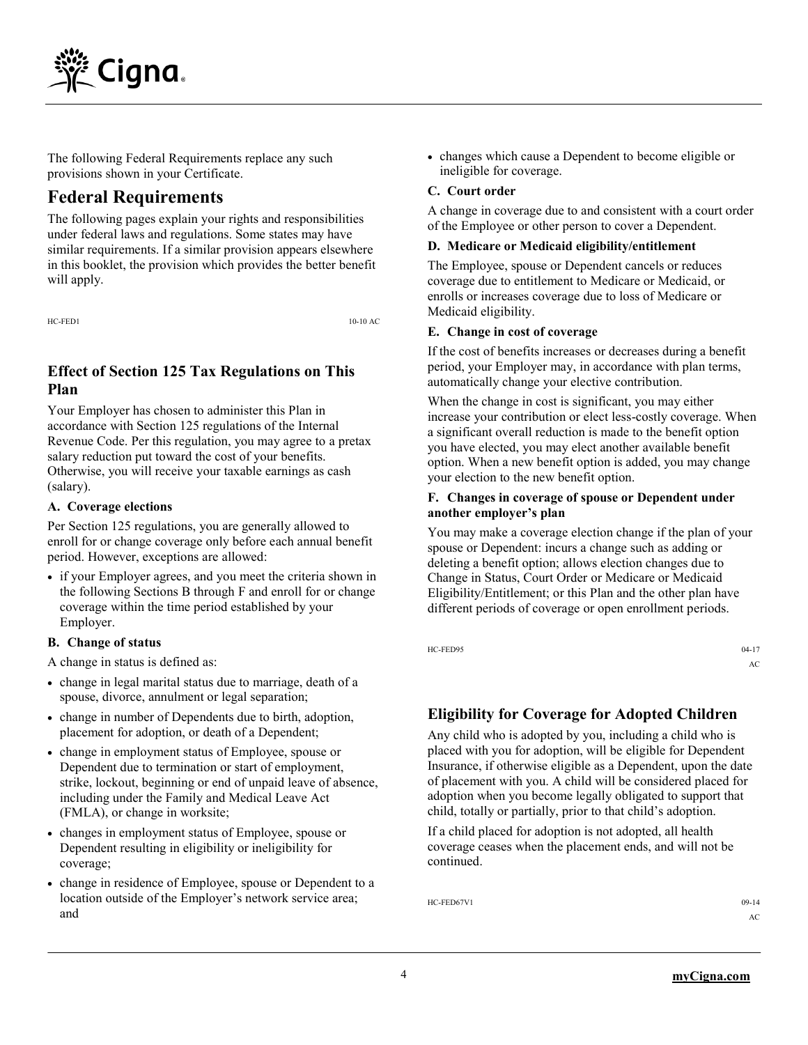The following Federal Requirements replace any such provisions shown in your Certificate.

## Federal Requirements

The following pages explain your rights and responsibilities under federal laws and regulations. Some states may have similar requirements. If a similar provision appears elsewhere in this booklet, the provision which provides the better benefit will apply.

HC-FED1 10-10 AC

### Effect of Section 125 Tax Regulations on This Plan

Your Employer has chosen to administer this Plan in accordance with Section 125 regulations of the Internal Revenue Code. Per this regulation, you may agree to a pretax salary reduction put toward the cost of your benefits. Otherwise, you will receive your taxable earnings as cash (salary).

**A. Coverage elections**

Per Section 125 regulations, you are generally allowed to enroll for or change coverage only before each annual benefit period. However, exceptions are allowed:

- if your Employer agrees, and you meet the criteria shown in the following Sections B through F and enroll for or change coverage within the time period established by your Employer.

**B. Change of status**

A change in status is defined as:

- change in legal marital status due to marriage, death of a spouse, divorce, annulment or legal separation;
- change in number of Dependents due to birth, adoption, placement for adoption, or death of a Dependent;
- change in employment status of Employee, spouse or Dependent due to termination or start of employment, strike, lockout, beginning or end of unpaid leave of absence, including under the Family and Medical Leave Act (FMLA), or change in worksite;
- changes in employment status of Employee, spouse or Dependent resulting in eligibility or ineligibility for coverage;
- change in residence of Employee, spouse or Dependent to a location outside of the Employer's network service area; and
- changes which cause a Dependent to become eligible or ineligible for coverage.

**C. Court order**

A change in coverage due to and consistent with a court order of the Employee or other person to cover a Dependent.

**D. Medicare or Medicaid eligibility/entitlement**

The Employee, spouse or Dependent cancels or reduces coverage due to entitlement to Medicare or Medicaid, or enrolls or increases coverage due to loss of Medicare or Medicaid eligibility.

**E. Change in cost of coverage**

If the cost of benefits increases or decreases during a benefit period, your Employer may, in accordance with plan terms, automatically change your elective contribution.

When the change in cost is significant, you may either increase your contribution or elect less-costly coverage. When a significant overall reduction is made to the benefit option you have elected, you may elect another available benefit option. When a new benefit option is added, you may change your election to the new benefit option.

**F. Changes in coverage of spouse or Dependent under another employer's plan**

You may make a coverage election change if the plan of your spouse or Dependent: incurs a change such as adding or deleting a benefit option; allows election changes due to Change in Status, Court Order or Medicare or Medicaid Eligibility/Entitlement; or this Plan and the other plan have different periods of coverage or open enrollment periods.

HC-FED95 04-17 AC

### Eligibility for Coverage for Adopted Children

Any child who is adopted by you, including a child who is placed with you for adoption, will be eligible for Dependent Insurance, if otherwise eligible as a Dependent, upon the date of placement with you. A child will be considered placed for adoption when you become legally obligated to support that child, totally or partially, prior to that child's adoption.

If a child placed for adoption is not adopted, all health coverage ceases when the placement ends, and will not be continued.

HC-FED67V1 09-14 AC